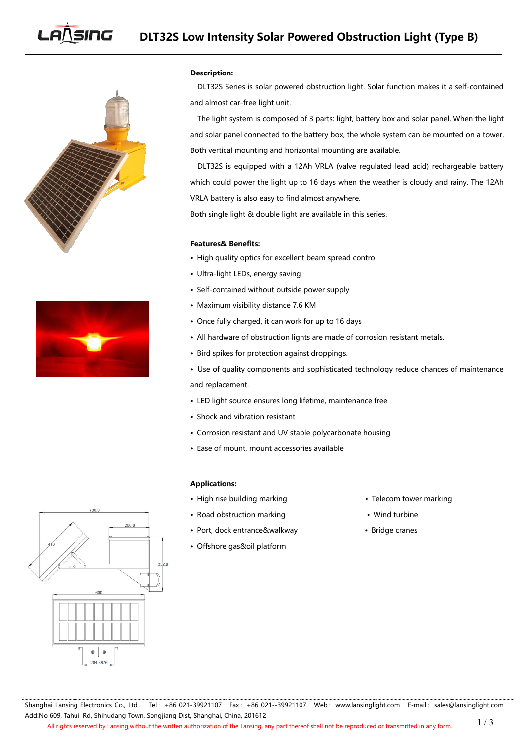# DLT32S Low Intensity Solar Powered Obstruction Light (Type B)

**Description:**

DLT32S Series is solar powered obstruction light. Solar function makes it a self-contained and almost car-free light unit.

The light system is composed of 3 parts: light, battery box and solar panel. When the light and solar panel connected to the battery box, the whole system can be mounted on a tower. Both vertical mounting and horizontal mounting are available.

DLT32S is equipped with a 12Ah VRLA (valve regulated lead acid) rechargeable battery which could power the light up to 16 days when the weather is cloudy and rainy. The 12Ah VRLA battery is also easy to find almost anywhere.

Both single light & double light are available in this series.

**Features& Benefits:**

- High quality optics for excellent beam spread control
- Ultra-light LEDs, energy saving
- Self-contained without outside power supply
- Maximum visibility distance 7.6 KM
- Once fully charged, it can work for up to 16 days
- All hardware of obstruction lights are made of corrosion resistant metals.
- Bird spikes for protection against droppings.
- Use of quality components and sophisticated technology reduce chances of maintenance and replacement.
- LED light source ensures long lifetime, maintenance free
- Shock and vibration resistant
- Corrosion resistant and UV stable polycarbonate housing
- Ease of mount, mount accessories available

**Applications:**

- High rise building marking
- Road obstruction marking
- Port, dock entrance&walkway
- Offshore gas&oil platform
- Telecom tower marking
- Wind turbine
- Bridge cranes

Shanghai Lansing Electronics Co., Ltd Tel : +86 021-39921107 Fax : +86 021--39921107 Web : www.lansinglight.com E-mail : sales@lansinglight.com
Add:No 609, Tahui Rd, Shihudang Town, Songjiang Dist, Shanghai, China, 201612

All rights reserved by Lansing,without the written authorization of the Lansing, any part thereof shall not be reproduced or transmitted in any form.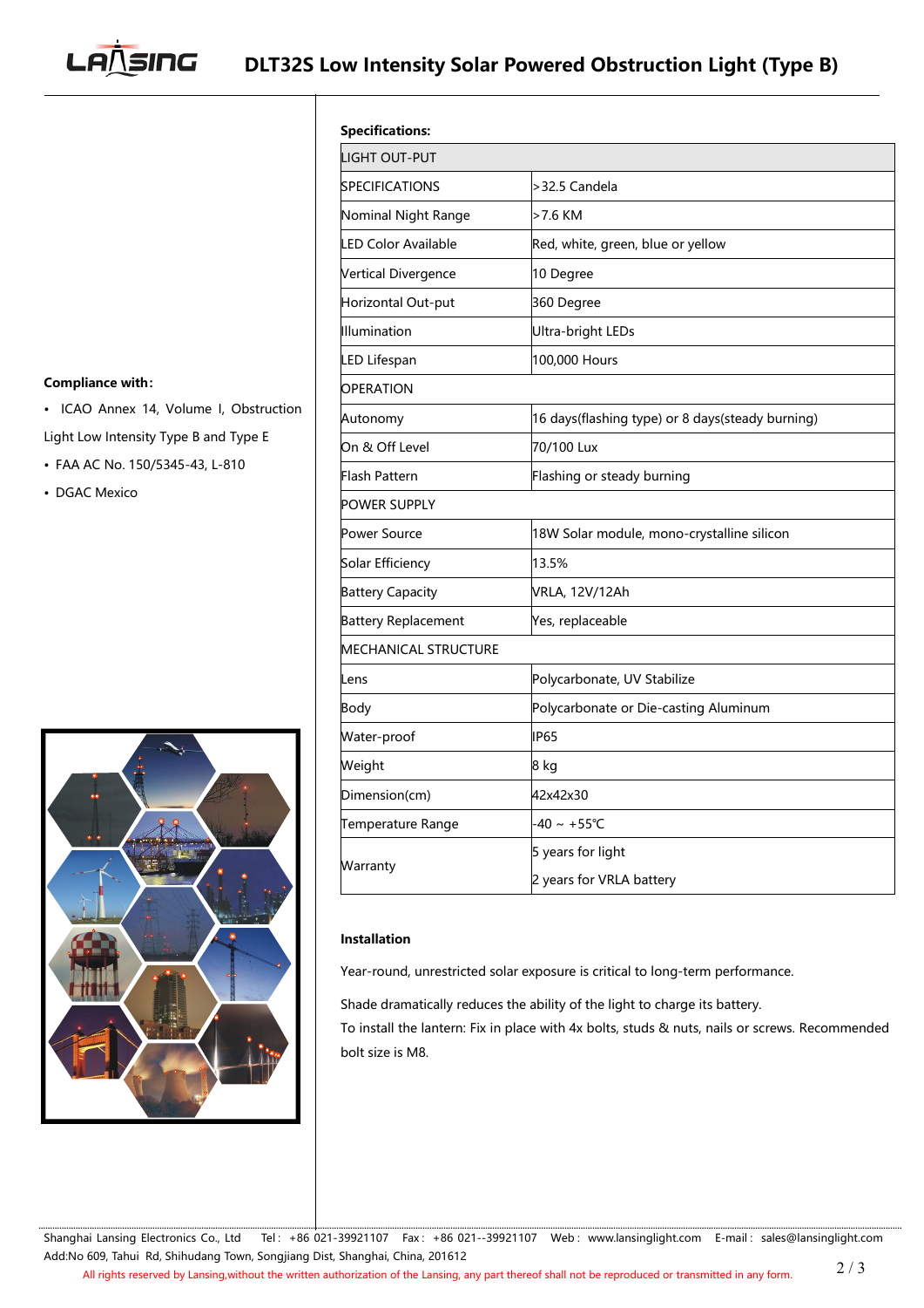# DLT32S Low Intensity Solar Powered Obstruction Light (Type B)

**Compliance with:**

- ICAO Annex 14, Volume I, Obstruction Light Low Intensity Type B and Type E
- FAA AC No. 150/5345-43, L-810
- DGAC Mexico

**Specifications:**

| LIGHT OUT-PUT | |
|---|---|
| SPECIFICATIONS | >32.5 Candela |
| Nominal Night Range | >7.6 KM |
| LED Color Available | Red, white, green, blue or yellow |
| Vertical Divergence | 10 Degree |
| Horizontal Out-put | 360 Degree |
| Illumination | Ultra-bright LEDs |
| LED Lifespan | 100,000 Hours |
| OPERATION | |
| Autonomy | 16 days(flashing type) or 8 days(steady burning) |
| On & Off Level | 70/100 Lux |
| Flash Pattern | Flashing or steady burning |
| POWER SUPPLY | |
| Power Source | 18W Solar module, mono-crystalline silicon |
| Solar Efficiency | 13.5% |
| Battery Capacity | VRLA, 12V/12Ah |
| Battery Replacement | Yes, replaceable |
| MECHANICAL STRUCTURE | |
| Lens | Polycarbonate, UV Stabilize |
| Body | Polycarbonate or Die-casting Aluminum |
| Water-proof | IP65 |
| Weight | 8 kg |
| Dimension(cm) | 42x42x30 |
| Temperature Range | -40 ~ +55℃ |
| Warranty | 5 years for light<br>2 years for VRLA battery |

**Installation**

Year-round, unrestricted solar exposure is critical to long-term performance.

Shade dramatically reduces the ability of the light to charge its battery.

To install the lantern: Fix in place with 4x bolts, studs & nuts, nails or screws. Recommended bolt size is M8.

Shanghai Lansing Electronics Co., Ltd Tel：+86 021-39921107 Fax：+86 021--39921107 Web：www.lansinglight.com E-mail：sales@lansinglight.com
Add:No 609, Tahui Rd, Shihudang Town, Songjiang Dist, Shanghai, China, 201612

All rights reserved by Lansing,without the written authorization of the Lansing, any part thereof shall not be reproduced or transmitted in any form.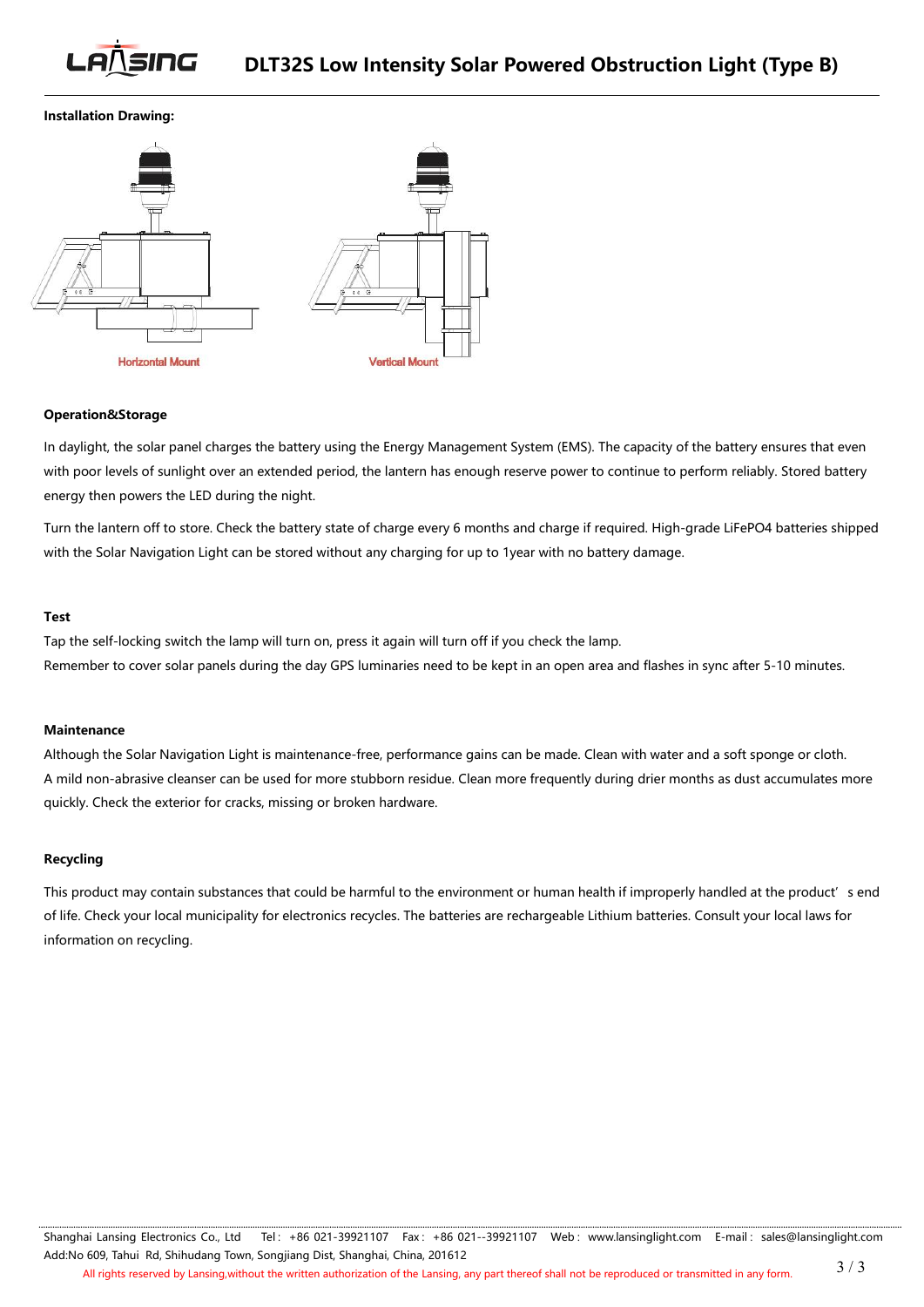**Installation Drawing:**

Horizontal Mount

Vertical Mount

**Operation&Storage**

In daylight, the solar panel charges the battery using the Energy Management System (EMS). The capacity of the battery ensures that even with poor levels of sunlight over an extended period, the lantern has enough reserve power to continue to perform reliably. Stored battery energy then powers the LED during the night.

Turn the lantern off to store. Check the battery state of charge every 6 months and charge if required. High-grade LiFePO4 batteries shipped with the Solar Navigation Light can be stored without any charging for up to 1year with no battery damage.

**Test**

Tap the self-locking switch the lamp will turn on, press it again will turn off if you check the lamp.
Remember to cover solar panels during the day GPS luminaries need to be kept in an open area and flashes in sync after 5-10 minutes.

**Maintenance**

Although the Solar Navigation Light is maintenance-free, performance gains can be made. Clean with water and a soft sponge or cloth.
A mild non-abrasive cleanser can be used for more stubborn residue. Clean more frequently during drier months as dust accumulates more quickly. Check the exterior for cracks, missing or broken hardware.

**Recycling**

This product may contain substances that could be harmful to the environment or human health if improperly handled at the product' s end of life. Check your local municipality for electronics recycles. The batteries are rechargeable Lithium batteries. Consult your local laws for information on recycling.

Shanghai Lansing Electronics Co., Ltd Tel： +86 021-39921107 Fax： +86 021--39921107 Web： www.lansinglight.com E-mail： sales@lansinglight.com
Add:No 609, Tahui Rd, Shihudang Town, Songjiang Dist, Shanghai, China, 201612
All rights reserved by Lansing,without the written authorization of the Lansing, any part thereof shall not be reproduced or transmitted in any form.